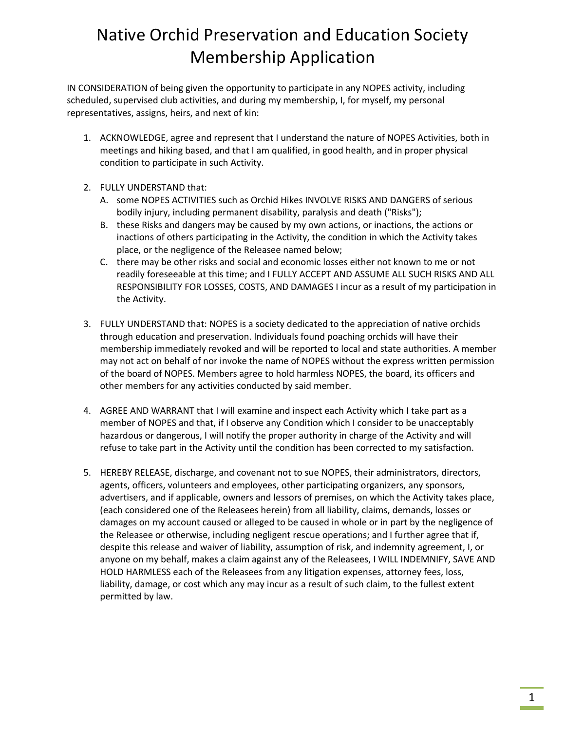# Native Orchid Preservation and Education Society Membership Application

IN CONSIDERATION of being given the opportunity to participate in any NOPES activity, including scheduled, supervised club activities, and during my membership, I, for myself, my personal representatives, assigns, heirs, and next of kin:

1. ACKNOWLEDGE, agree and represent that I understand the nature of NOPES Activities, both in meetings and hiking based, and that I am qualified, in good health, and in proper physical condition to participate in such Activity.

2. FULLY UNDERSTAND that:
   A. some NOPES ACTIVITIES such as Orchid Hikes INVOLVE RISKS AND DANGERS of serious bodily injury, including permanent disability, paralysis and death ("Risks");
   B. these Risks and dangers may be caused by my own actions, or inactions, the actions or inactions of others participating in the Activity, the condition in which the Activity takes place, or the negligence of the Releasee named below;
   C. there may be other risks and social and economic losses either not known to me or not readily foreseeable at this time; and I FULLY ACCEPT AND ASSUME ALL SUCH RISKS AND ALL RESPONSIBILITY FOR LOSSES, COSTS, AND DAMAGES I incur as a result of my participation in the Activity.

3. FULLY UNDERSTAND that: NOPES is a society dedicated to the appreciation of native orchids through education and preservation. Individuals found poaching orchids will have their membership immediately revoked and will be reported to local and state authorities. A member may not act on behalf of nor invoke the name of NOPES without the express written permission of the board of NOPES. Members agree to hold harmless NOPES, the board, its officers and other members for any activities conducted by said member.

4. AGREE AND WARRANT that I will examine and inspect each Activity which I take part as a member of NOPES and that, if I observe any Condition which I consider to be unacceptably hazardous or dangerous, I will notify the proper authority in charge of the Activity and will refuse to take part in the Activity until the condition has been corrected to my satisfaction.

5. HEREBY RELEASE, discharge, and covenant not to sue NOPES, their administrators, directors, agents, officers, volunteers and employees, other participating organizers, any sponsors, advertisers, and if applicable, owners and lessors of premises, on which the Activity takes place, (each considered one of the Releasees herein) from all liability, claims, demands, losses or damages on my account caused or alleged to be caused in whole or in part by the negligence of the Releasee or otherwise, including negligent rescue operations; and I further agree that if, despite this release and waiver of liability, assumption of risk, and indemnity agreement, I, or anyone on my behalf, makes a claim against any of the Releasees, I WILL INDEMNIFY, SAVE AND HOLD HARMLESS each of the Releasees from any litigation expenses, attorney fees, loss, liability, damage, or cost which any may incur as a result of such claim, to the fullest extent permitted by law.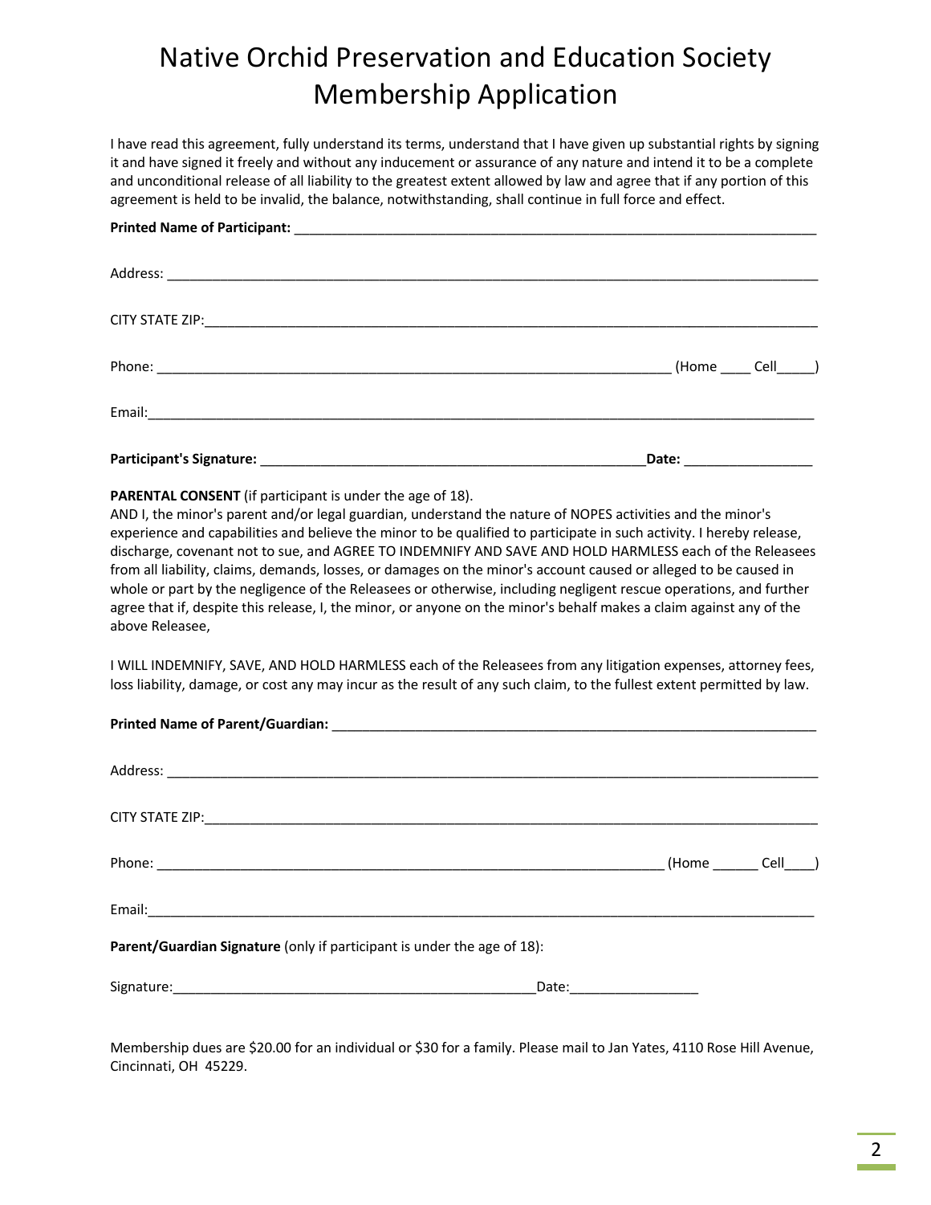# Native Orchid Preservation and Education Society Membership Application

I have read this agreement, fully understand its terms, understand that I have given up substantial rights by signing it and have signed it freely and without any inducement or assurance of any nature and intend it to be a complete and unconditional release of all liability to the greatest extent allowed by law and agree that if any portion of this agreement is held to be invalid, the balance, notwithstanding, shall continue in full force and effect.

**Printed Name of Participant:** ______________________________________________________________________

Address: ______________________________________________________________________________

CITY STATE ZIP:_________________________________________________________________________

Phone: _________________________________________________________________ (Home ____ Cell_____)

Email:_________________________________________________________________________________

**Participant's Signature:** ______________________________________________**Date:** ________________

**PARENTAL CONSENT** (if participant is under the age of 18).
AND I, the minor's parent and/or legal guardian, understand the nature of NOPES activities and the minor's experience and capabilities and believe the minor to be qualified to participate in such activity. I hereby release, discharge, covenant not to sue, and AGREE TO INDEMNIFY AND SAVE AND HOLD HARMLESS each of the Releasees from all liability, claims, demands, losses, or damages on the minor's account caused or alleged to be caused in whole or part by the negligence of the Releasees or otherwise, including negligent rescue operations, and further agree that if, despite this release, I, the minor, or anyone on the minor's behalf makes a claim against any of the above Releasee,

I WILL INDEMNIFY, SAVE, AND HOLD HARMLESS each of the Releasees from any litigation expenses, attorney fees, loss liability, damage, or cost any may incur as the result of any such claim, to the fullest extent permitted by law.

**Printed Name of Parent/Guardian:** _________________________________________________________________

Address: ______________________________________________________________________________

CITY STATE ZIP:_________________________________________________________________________

Phone: _______________________________________________________________ (Home ______ Cell____)

Email:_________________________________________________________________________________

**Parent/Guardian Signature** (only if participant is under the age of 18):

Signature:_____________________________________________Date:________________

Membership dues are $20.00 for an individual or $30 for a family. Please mail to Jan Yates, 4110 Rose Hill Avenue, Cincinnati, OH 45229.